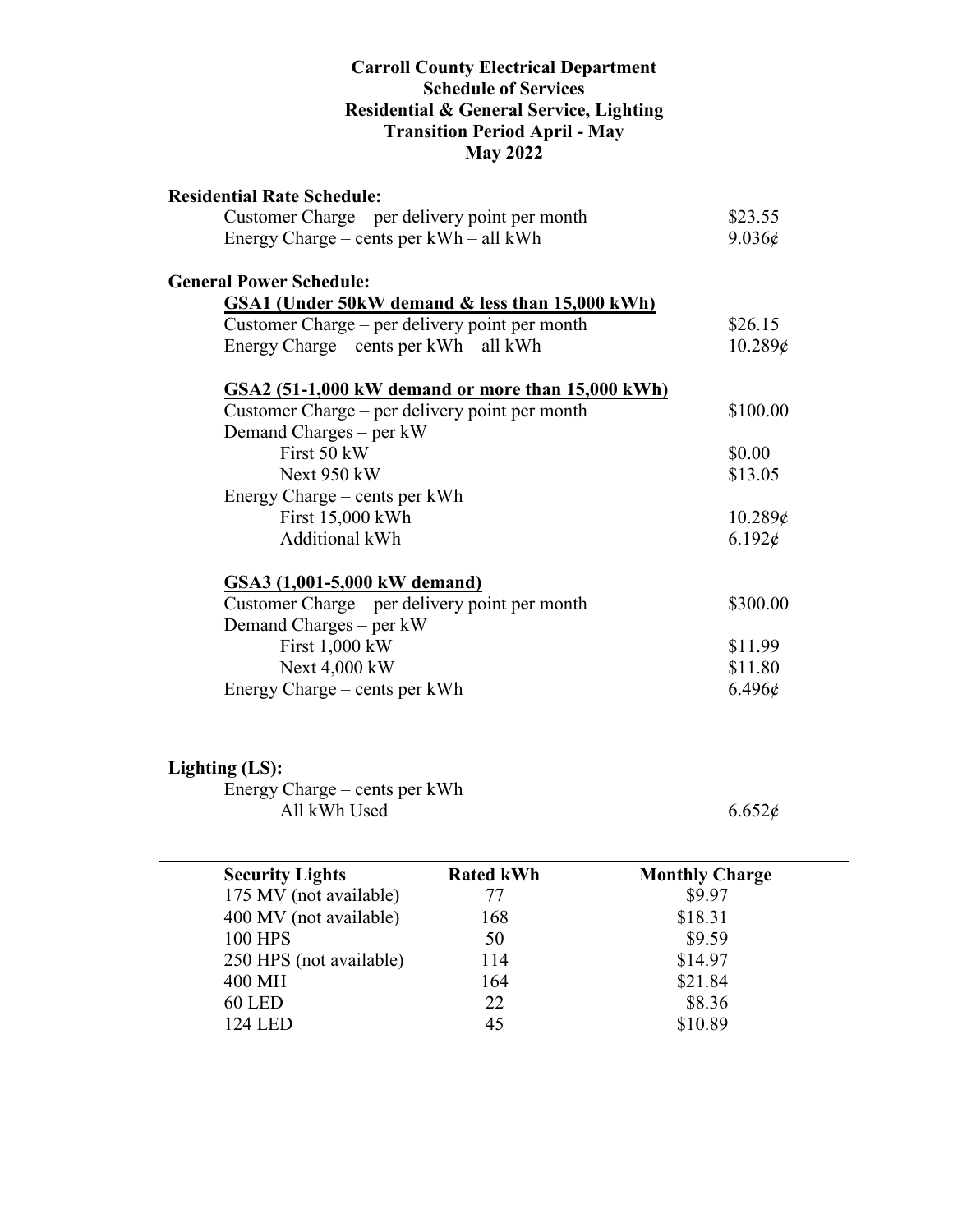# Carroll County Electrical Department
## Schedule of Services
## Residential & General Service, Lighting
## Transition Period April - May
## May 2022

**Residential Rate Schedule:**

| | |
|---|---|
| Customer Charge – per delivery point per month | \$23.55 |
| Energy Charge – cents per kWh – all kWh | 9.036¢ |

**General Power Schedule:**

**GSA1 (Under 50kW demand & less than 15,000 kWh)**

| | |
|---|---|
| Customer Charge – per delivery point per month | \$26.15 |
| Energy Charge – cents per kWh – all kWh | 10.289¢ |

**GSA2 (51-1,000 kW demand or more than 15,000 kWh)**

| | |
|---|---|
| Customer Charge – per delivery point per month | \$100.00 |
| Demand Charges – per kW | |
| First 50 kW | \$0.00 |
| Next 950 kW | \$13.05 |
| Energy Charge – cents per kWh | |
| First 15,000 kWh | 10.289¢ |
| Additional kWh | 6.192¢ |

**GSA3 (1,001-5,000 kW demand)**

| | |
|---|---|
| Customer Charge – per delivery point per month | \$300.00 |
| Demand Charges – per kW | |
| First 1,000 kW | \$11.99 |
| Next 4,000 kW | \$11.80 |
| Energy Charge – cents per kWh | 6.496¢ |

**Lighting (LS):**

| | |
|---|---|
| Energy Charge – cents per kWh | |
| All kWh Used | 6.652¢ |

| Security Lights | Rated kWh | Monthly Charge |
|---|---|---|
| 175 MV (not available) | 77 | \$9.97 |
| 400 MV (not available) | 168 | \$18.31 |
| 100 HPS | 50 | \$9.59 |
| 250 HPS (not available) | 114 | \$14.97 |
| 400 MH | 164 | \$21.84 |
| 60 LED | 22 | \$8.36 |
| 124 LED | 45 | \$10.89 |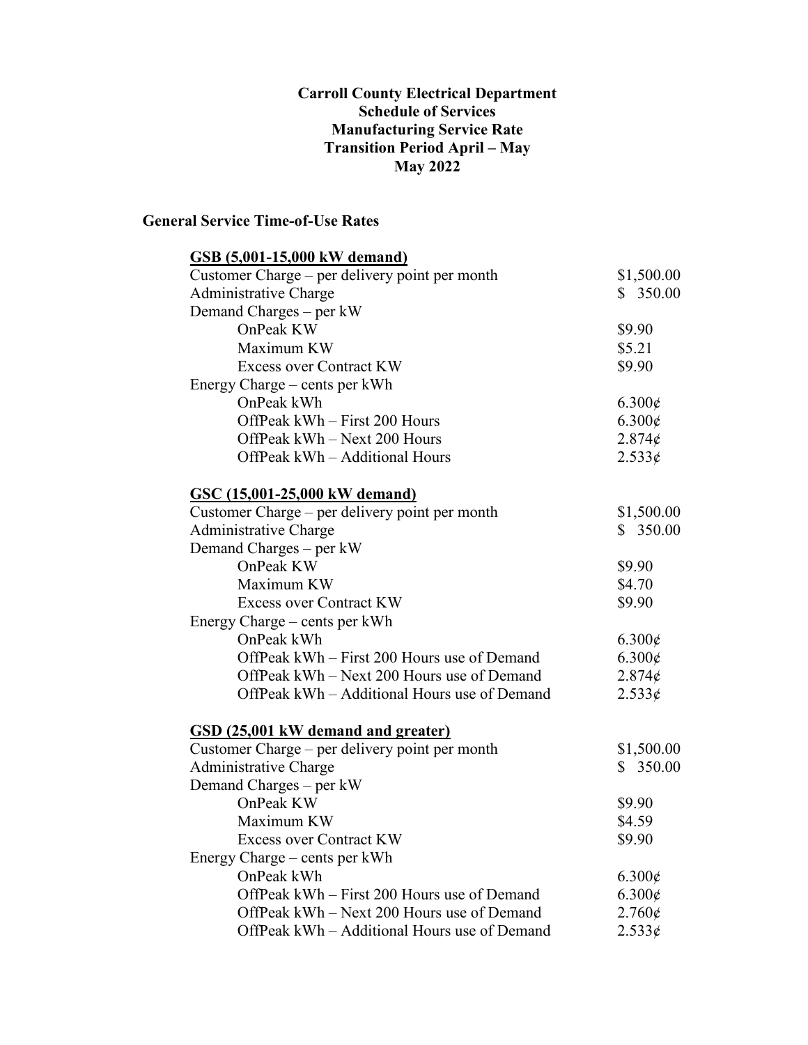# Carroll County Electrical Department
## Schedule of Services
## Manufacturing Service Rate
## Transition Period April – May
## May 2022

### General Service Time-of-Use Rates

**GSB (5,001-15,000 kW demand)**

| | |
|---|---|
| Customer Charge – per delivery point per month | $1,500.00 |
| Administrative Charge | $ 350.00 |
| Demand Charges – per kW | |
| OnPeak KW | $9.90 |
| Maximum KW | $5.21 |
| Excess over Contract KW | $9.90 |
| Energy Charge – cents per kWh | |
| OnPeak kWh | 6.300¢ |
| OffPeak kWh – First 200 Hours | 6.300¢ |
| OffPeak kWh – Next 200 Hours | 2.874¢ |
| OffPeak kWh – Additional Hours | 2.533¢ |

**GSC (15,001-25,000 kW demand)**

| | |
|---|---|
| Customer Charge – per delivery point per month | $1,500.00 |
| Administrative Charge | $ 350.00 |
| Demand Charges – per kW | |
| OnPeak KW | $9.90 |
| Maximum KW | $4.70 |
| Excess over Contract KW | $9.90 |
| Energy Charge – cents per kWh | |
| OnPeak kWh | 6.300¢ |
| OffPeak kWh – First 200 Hours use of Demand | 6.300¢ |
| OffPeak kWh – Next 200 Hours use of Demand | 2.874¢ |
| OffPeak kWh – Additional Hours use of Demand | 2.533¢ |

**GSD (25,001 kW demand and greater)**

| | |
|---|---|
| Customer Charge – per delivery point per month | $1,500.00 |
| Administrative Charge | $ 350.00 |
| Demand Charges – per kW | |
| OnPeak KW | $9.90 |
| Maximum KW | $4.59 |
| Excess over Contract KW | $9.90 |
| Energy Charge – cents per kWh | |
| OnPeak kWh | 6.300¢ |
| OffPeak kWh – First 200 Hours use of Demand | 6.300¢ |
| OffPeak kWh – Next 200 Hours use of Demand | 2.760¢ |
| OffPeak kWh – Additional Hours use of Demand | 2.533¢ |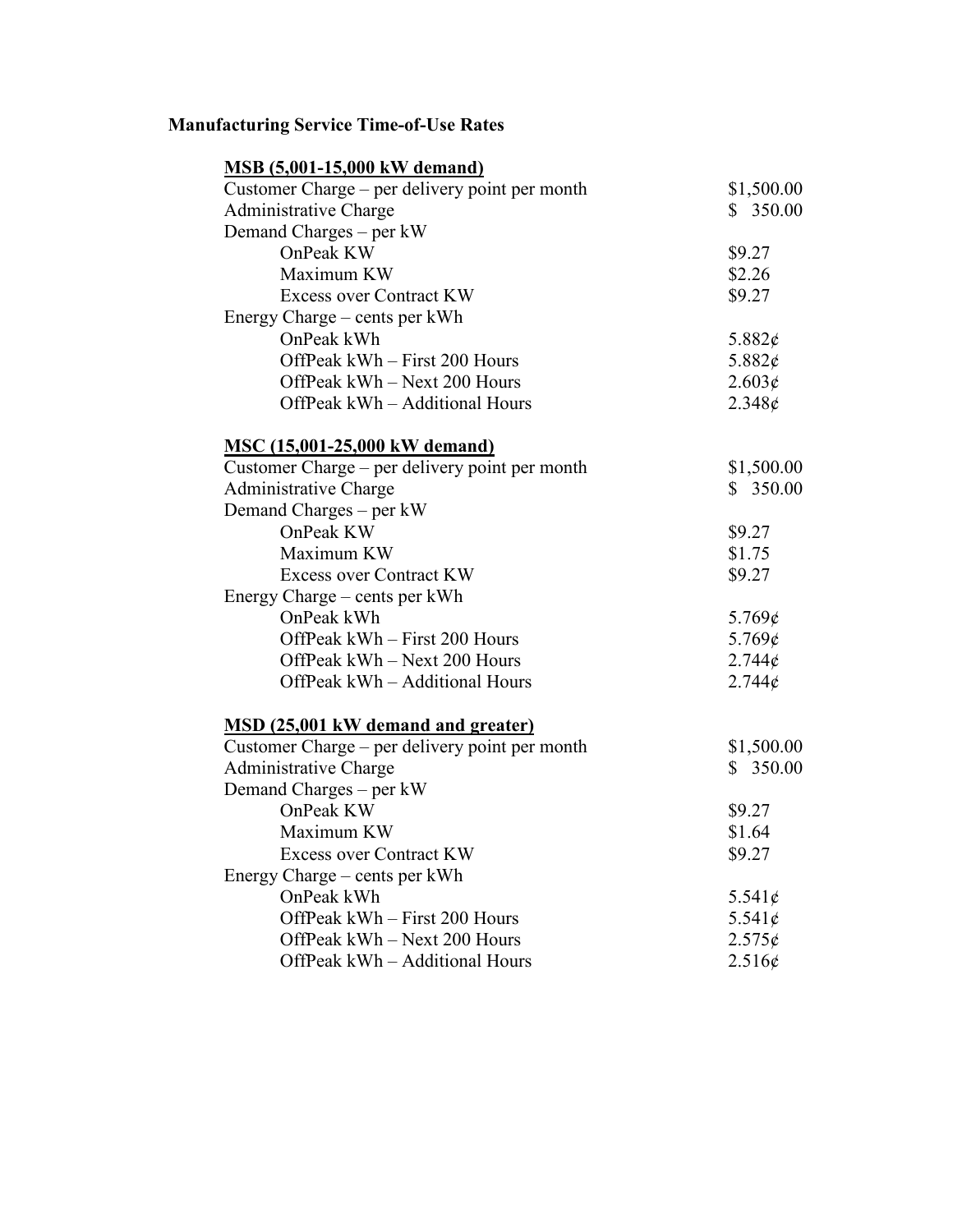**Manufacturing Service Time-of-Use Rates**

**MSB (5,001-15,000 kW demand)**

| | |
|---|---|
| Customer Charge – per delivery point per month | $1,500.00 |
| Administrative Charge | $ 350.00 |
| Demand Charges – per kW | |
| OnPeak KW | $9.27 |
| Maximum KW | $2.26 |
| Excess over Contract KW | $9.27 |
| Energy Charge – cents per kWh | |
| OnPeak kWh | 5.882¢ |
| OffPeak kWh – First 200 Hours | 5.882¢ |
| OffPeak kWh – Next 200 Hours | 2.603¢ |
| OffPeak kWh – Additional Hours | 2.348¢ |

**MSC (15,001-25,000 kW demand)**

| | |
|---|---|
| Customer Charge – per delivery point per month | $1,500.00 |
| Administrative Charge | $ 350.00 |
| Demand Charges – per kW | |
| OnPeak KW | $9.27 |
| Maximum KW | $1.75 |
| Excess over Contract KW | $9.27 |
| Energy Charge – cents per kWh | |
| OnPeak kWh | 5.769¢ |
| OffPeak kWh – First 200 Hours | 5.769¢ |
| OffPeak kWh – Next 200 Hours | 2.744¢ |
| OffPeak kWh – Additional Hours | 2.744¢ |

**MSD (25,001 kW demand and greater)**

| | |
|---|---|
| Customer Charge – per delivery point per month | $1,500.00 |
| Administrative Charge | $ 350.00 |
| Demand Charges – per kW | |
| OnPeak KW | $9.27 |
| Maximum KW | $1.64 |
| Excess over Contract KW | $9.27 |
| Energy Charge – cents per kWh | |
| OnPeak kWh | 5.541¢ |
| OffPeak kWh – First 200 Hours | 5.541¢ |
| OffPeak kWh – Next 200 Hours | 2.575¢ |
| OffPeak kWh – Additional Hours | 2.516¢ |